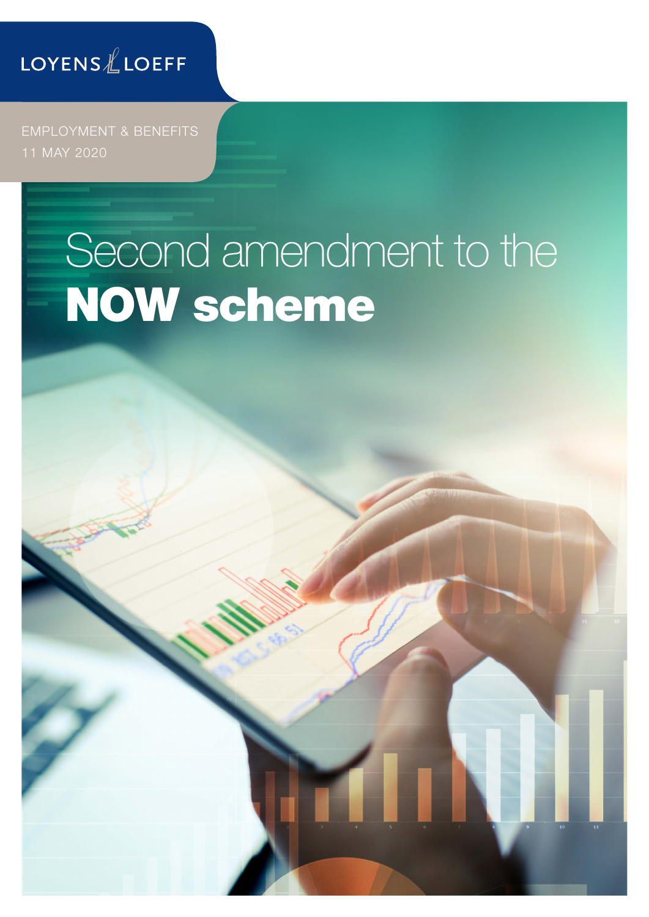LOYENS & LOEFF

EMPLOYMENT & BENEFITS
11 MAY 2020

# Second amendment to the **NOW scheme**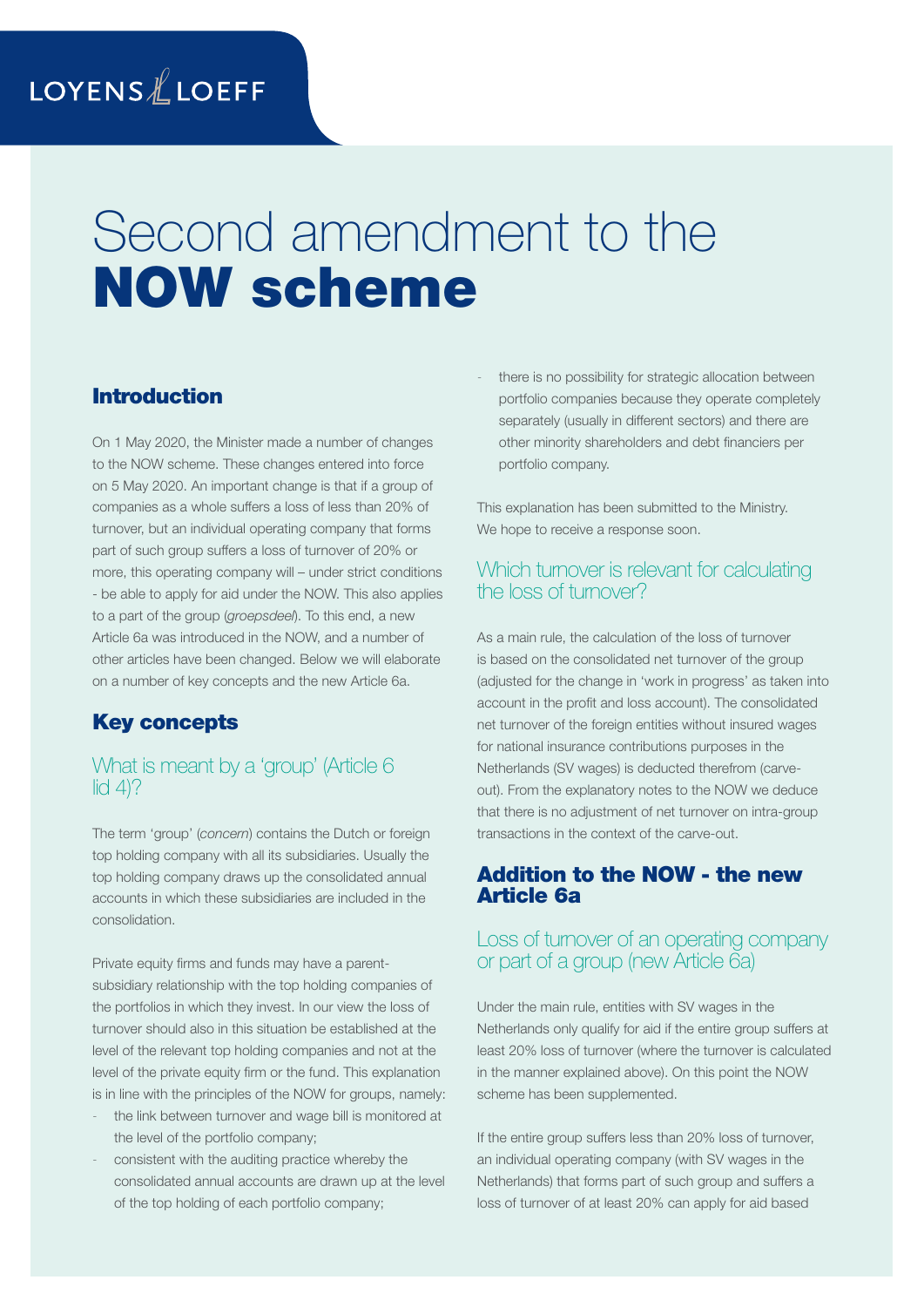# Second amendment to the **NOW scheme**

## Introduction

On 1 May 2020, the Minister made a number of changes to the NOW scheme. These changes entered into force on 5 May 2020. An important change is that if a group of companies as a whole suffers a loss of less than 20% of turnover, but an individual operating company that forms part of such group suffers a loss of turnover of 20% or more, this operating company will – under strict conditions - be able to apply for aid under the NOW. This also applies to a part of the group (*groepsdeel*). To this end, a new Article 6a was introduced in the NOW, and a number of other articles have been changed. Below we will elaborate on a number of key concepts and the new Article 6a.

## Key concepts

### What is meant by a 'group' (Article 6 lid 4)?

The term 'group' (*concern*) contains the Dutch or foreign top holding company with all its subsidiaries. Usually the top holding company draws up the consolidated annual accounts in which these subsidiaries are included in the consolidation.

Private equity firms and funds may have a parent-subsidiary relationship with the top holding companies of the portfolios in which they invest. In our view the loss of turnover should also in this situation be established at the level of the relevant top holding companies and not at the level of the private equity firm or the fund. This explanation is in line with the principles of the NOW for groups, namely:

- the link between turnover and wage bill is monitored at the level of the portfolio company;
- consistent with the auditing practice whereby the consolidated annual accounts are drawn up at the level of the top holding of each portfolio company;
- there is no possibility for strategic allocation between portfolio companies because they operate completely separately (usually in different sectors) and there are other minority shareholders and debt financiers per portfolio company.

This explanation has been submitted to the Ministry. We hope to receive a response soon.

### Which turnover is relevant for calculating the loss of turnover?

As a main rule, the calculation of the loss of turnover is based on the consolidated net turnover of the group (adjusted for the change in 'work in progress' as taken into account in the profit and loss account). The consolidated net turnover of the foreign entities without insured wages for national insurance contributions purposes in the Netherlands (SV wages) is deducted therefrom (carve-out). From the explanatory notes to the NOW we deduce that there is no adjustment of net turnover on intra-group transactions in the context of the carve-out.

## Addition to the NOW - the new Article 6a

### Loss of turnover of an operating company or part of a group (new Article 6a)

Under the main rule, entities with SV wages in the Netherlands only qualify for aid if the entire group suffers at least 20% loss of turnover (where the turnover is calculated in the manner explained above). On this point the NOW scheme has been supplemented.

If the entire group suffers less than 20% loss of turnover, an individual operating company (with SV wages in the Netherlands) that forms part of such group and suffers a loss of turnover of at least 20% can apply for aid based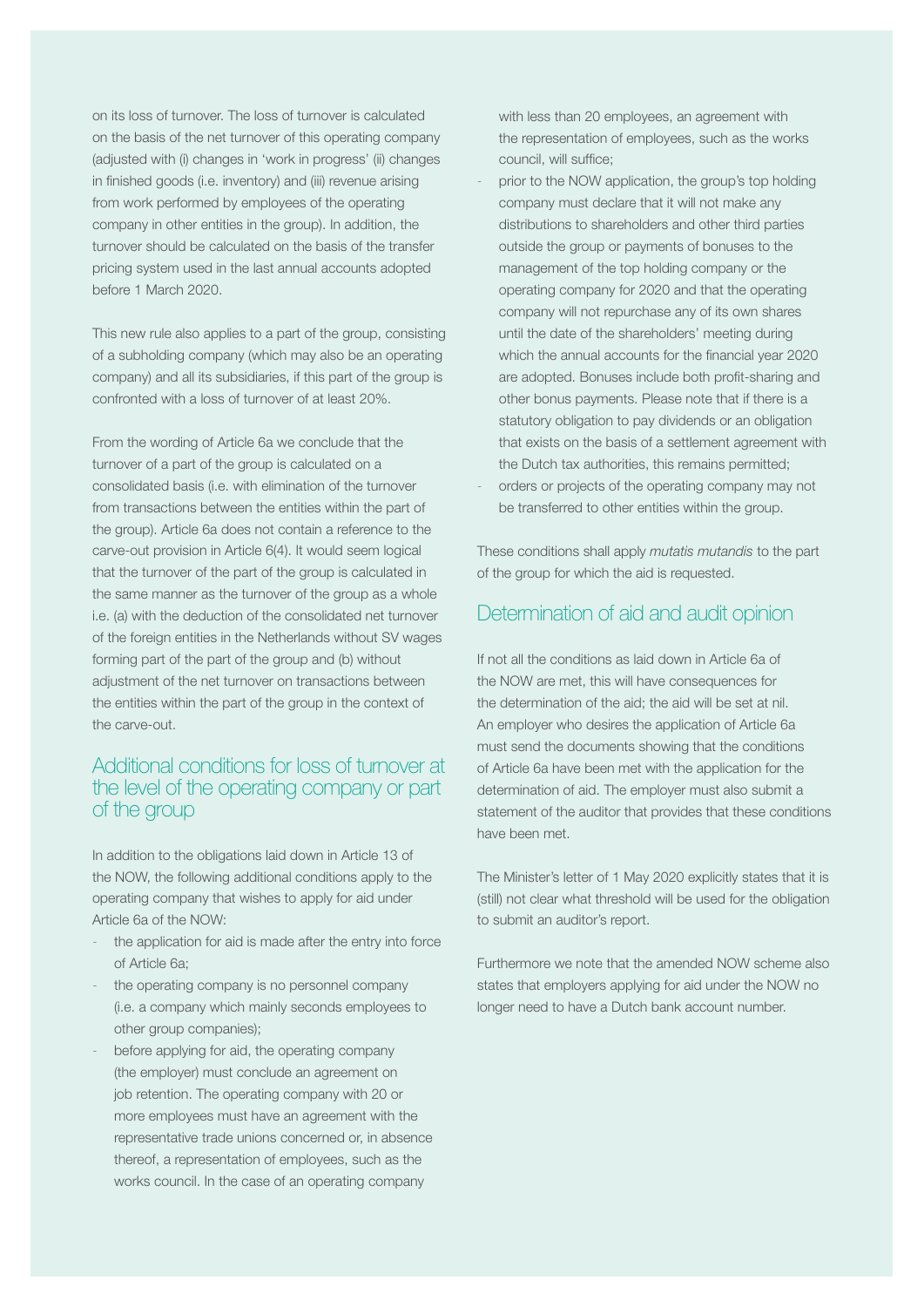on its loss of turnover. The loss of turnover is calculated on the basis of the net turnover of this operating company (adjusted with (i) changes in 'work in progress' (ii) changes in finished goods (i.e. inventory) and (iii) revenue arising from work performed by employees of the operating company in other entities in the group). In addition, the turnover should be calculated on the basis of the transfer pricing system used in the last annual accounts adopted before 1 March 2020.

This new rule also applies to a part of the group, consisting of a subholding company (which may also be an operating company) and all its subsidiaries, if this part of the group is confronted with a loss of turnover of at least 20%.

From the wording of Article 6a we conclude that the turnover of a part of the group is calculated on a consolidated basis (i.e. with elimination of the turnover from transactions between the entities within the part of the group). Article 6a does not contain a reference to the carve-out provision in Article 6(4). It would seem logical that the turnover of the part of the group is calculated in the same manner as the turnover of the group as a whole i.e. (a) with the deduction of the consolidated net turnover of the foreign entities in the Netherlands without SV wages forming part of the part of the group and (b) without adjustment of the net turnover on transactions between the entities within the part of the group in the context of the carve-out.

## Additional conditions for loss of turnover at the level of the operating company or part of the group

In addition to the obligations laid down in Article 13 of the NOW, the following additional conditions apply to the operating company that wishes to apply for aid under Article 6a of the NOW:

- the application for aid is made after the entry into force of Article 6a;
- the operating company is no personnel company (i.e. a company which mainly seconds employees to other group companies);
- before applying for aid, the operating company (the employer) must conclude an agreement on job retention. The operating company with 20 or more employees must have an agreement with the representative trade unions concerned or, in absence thereof, a representation of employees, such as the works council. In the case of an operating company with less than 20 employees, an agreement with the representation of employees, such as the works council, will suffice;
- prior to the NOW application, the group's top holding company must declare that it will not make any distributions to shareholders and other third parties outside the group or payments of bonuses to the management of the top holding company or the operating company for 2020 and that the operating company will not repurchase any of its own shares until the date of the shareholders' meeting during which the annual accounts for the financial year 2020 are adopted. Bonuses include both profit-sharing and other bonus payments. Please note that if there is a statutory obligation to pay dividends or an obligation that exists on the basis of a settlement agreement with the Dutch tax authorities, this remains permitted;
- orders or projects of the operating company may not be transferred to other entities within the group.

These conditions shall apply *mutatis mutandis* to the part of the group for which the aid is requested.

## Determination of aid and audit opinion

If not all the conditions as laid down in Article 6a of the NOW are met, this will have consequences for the determination of the aid; the aid will be set at nil. An employer who desires the application of Article 6a must send the documents showing that the conditions of Article 6a have been met with the application for the determination of aid. The employer must also submit a statement of the auditor that provides that these conditions have been met.

The Minister's letter of 1 May 2020 explicitly states that it is (still) not clear what threshold will be used for the obligation to submit an auditor's report.

Furthermore we note that the amended NOW scheme also states that employers applying for aid under the NOW no longer need to have a Dutch bank account number.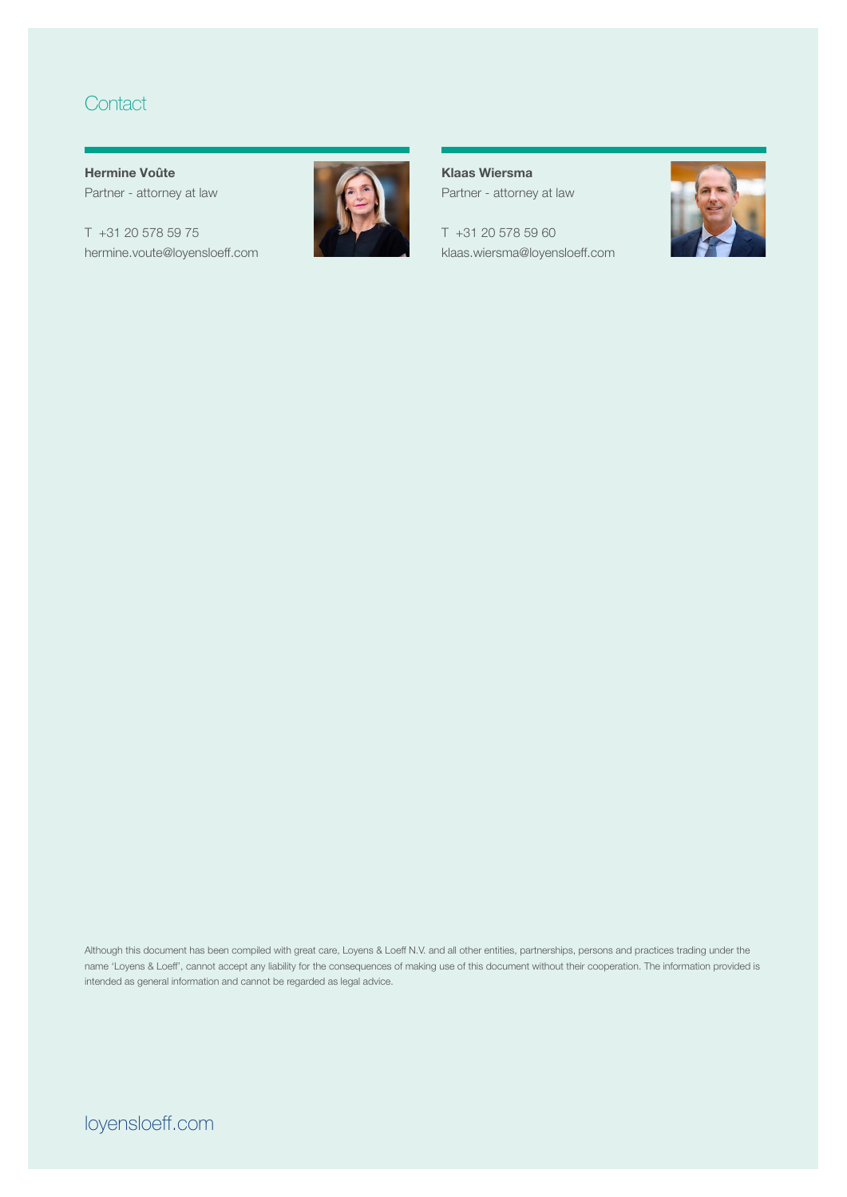## Contact

**Hermine Voûte**
Partner - attorney at law

T +31 20 578 59 75
hermine.voute@loyensloeff.com

**Klaas Wiersma**
Partner - attorney at law

T +31 20 578 59 60
klaas.wiersma@loyensloeff.com

Although this document has been compiled with great care, Loyens & Loeff N.V. and all other entities, partnerships, persons and practices trading under the name 'Loyens & Loeff', cannot accept any liability for the consequences of making use of this document without their cooperation. The information provided is intended as general information and cannot be regarded as legal advice.

loyensloeff.com